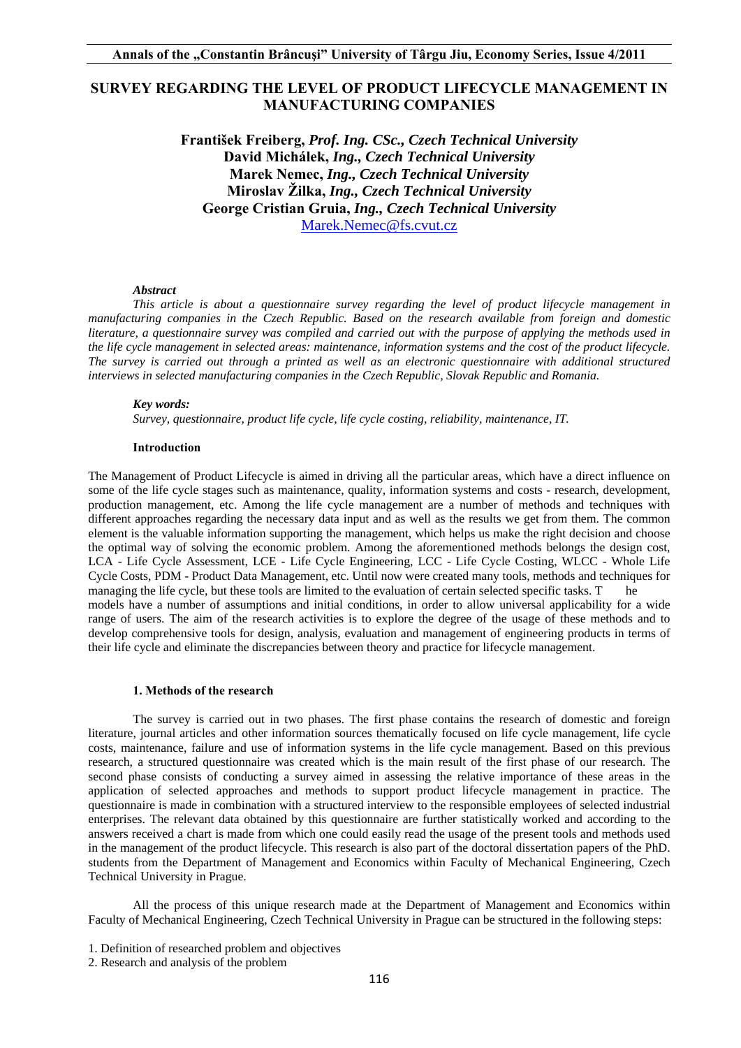# SURVEY REGARDING THE LEVEL OF PRODUCT LIFECYCLE MANAGEMENT IN MANUFACTURING COMPANIES

**František Freiberg,** ***Prof. Ing. CSc., Czech Technical University***
**David Michálek,** ***Ing., Czech Technical University***
**Marek Nemec,** ***Ing., Czech Technical University***
**Miroslav Žilka,** ***Ing., Czech Technical University***
**George Cristian Gruia,** ***Ing., Czech Technical University***
Marek.Nemec@fs.cvut.cz

### *Abstract*

*This article is about a questionnaire survey regarding the level of product lifecycle management in manufacturing companies in the Czech Republic. Based on the research available from foreign and domestic literature, a questionnaire survey was compiled and carried out with the purpose of applying the methods used in the life cycle management in selected areas: maintenance, information systems and the cost of the product lifecycle. The survey is carried out through a printed as well as an electronic questionnaire with additional structured interviews in selected manufacturing companies in the Czech Republic, Slovak Republic and Romania.*

### *Key words:*

*Survey, questionnaire, product life cycle, life cycle costing, reliability, maintenance, IT.*

## Introduction

The Management of Product Lifecycle is aimed in driving all the particular areas, which have a direct influence on some of the life cycle stages such as maintenance, quality, information systems and costs - research, development, production management, etc. Among the life cycle management are a number of methods and techniques with different approaches regarding the necessary data input and as well as the results we get from them. The common element is the valuable information supporting the management, which helps us make the right decision and choose the optimal way of solving the economic problem. Among the aforementioned methods belongs the design cost, LCA - Life Cycle Assessment, LCE - Life Cycle Engineering, LCC - Life Cycle Costing, WLCC - Whole Life Cycle Costs, PDM - Product Data Management, etc. Until now were created many tools, methods and techniques for managing the life cycle, but these tools are limited to the evaluation of certain selected specific tasks. The models have a number of assumptions and initial conditions, in order to allow universal applicability for a wide range of users. The aim of the research activities is to explore the degree of the usage of these methods and to develop comprehensive tools for design, analysis, evaluation and management of engineering products in terms of their life cycle and eliminate the discrepancies between theory and practice for lifecycle management.

## 1. Methods of the research

The survey is carried out in two phases. The first phase contains the research of domestic and foreign literature, journal articles and other information sources thematically focused on life cycle management, life cycle costs, maintenance, failure and use of information systems in the life cycle management. Based on this previous research, a structured questionnaire was created which is the main result of the first phase of our research. The second phase consists of conducting a survey aimed in assessing the relative importance of these areas in the application of selected approaches and methods to support product lifecycle management in practice. The questionnaire is made in combination with a structured interview to the responsible employees of selected industrial enterprises. The relevant data obtained by this questionnaire are further statistically worked and according to the answers received a chart is made from which one could easily read the usage of the present tools and methods used in the management of the product lifecycle. This research is also part of the doctoral dissertation papers of the PhD. students from the Department of Management and Economics within Faculty of Mechanical Engineering, Czech Technical University in Prague.

All the process of this unique research made at the Department of Management and Economics within Faculty of Mechanical Engineering, Czech Technical University in Prague can be structured in the following steps:

1. Definition of researched problem and objectives
2. Research and analysis of the problem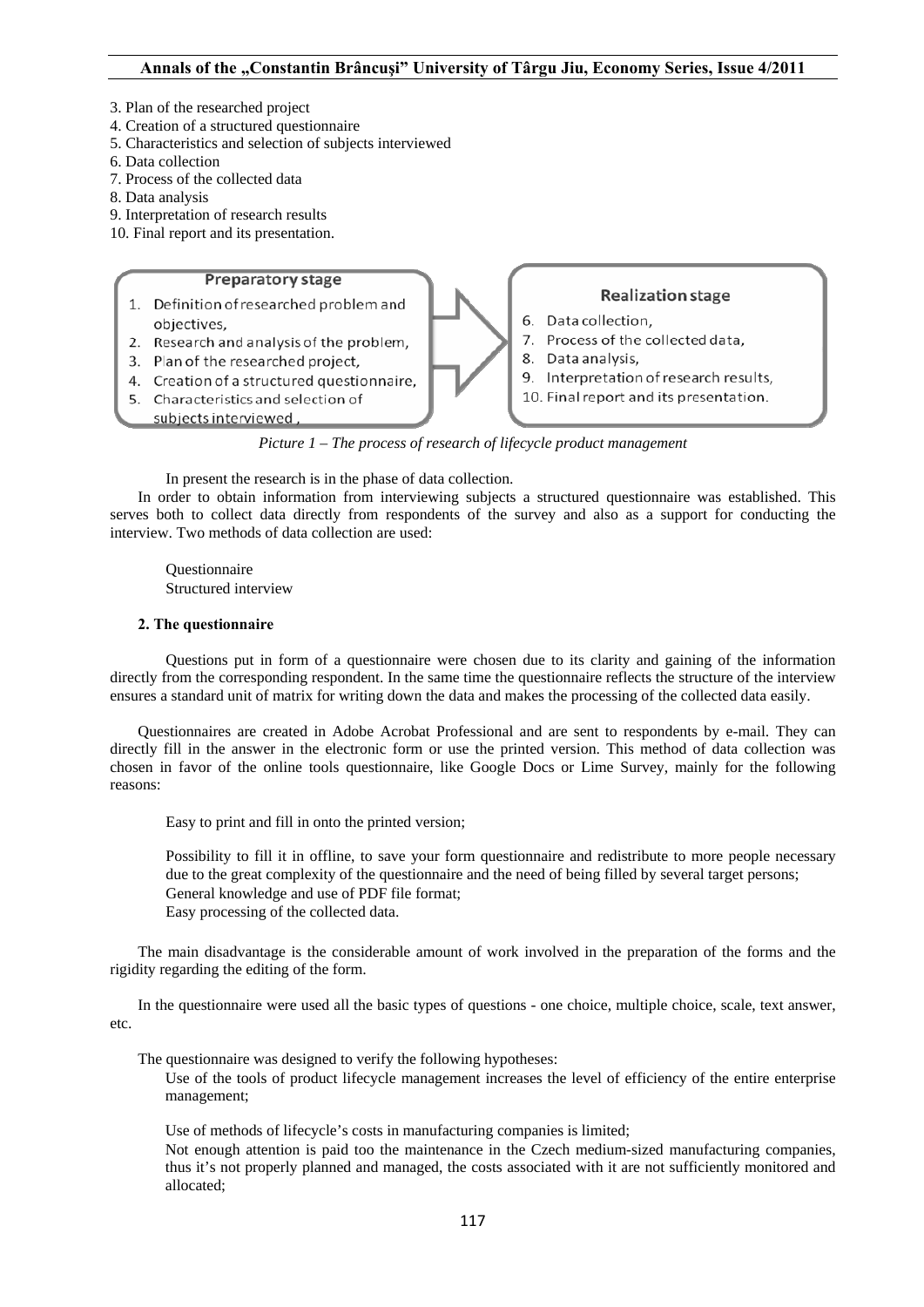3. Plan of the researched project
4. Creation of a structured questionnaire
5. Characteristics and selection of subjects interviewed
6. Data collection
7. Process of the collected data
8. Data analysis
9. Interpretation of research results
10. Final report and its presentation.

**Preparatory stage**

1. Definition of researched problem and objectives,
2. Research and analysis of the problem,
3. Plan of the researched project,
4. Creation of a structured questionnaire,
5. Characteristics and selection of subjects interviewed,

**Realization stage**

6. Data collection,
7. Process of the collected data,
8. Data analysis,
9. Interpretation of research results,
10. Final report and its presentation.

*Picture 1 – The process of research of lifecycle product management*

In present the research is in the phase of data collection.

In order to obtain information from interviewing subjects a structured questionnaire was established. This serves both to collect data directly from respondents of the survey and also as a support for conducting the interview. Two methods of data collection are used:

- Questionnaire
- Structured interview

### 2. The questionnaire

Questions put in form of a questionnaire were chosen due to its clarity and gaining of the information directly from the corresponding respondent. In the same time the questionnaire reflects the structure of the interview ensures a standard unit of matrix for writing down the data and makes the processing of the collected data easily.

Questionnaires are created in Adobe Acrobat Professional and are sent to respondents by e-mail. They can directly fill in the answer in the electronic form or use the printed version. This method of data collection was chosen in favor of the online tools questionnaire, like Google Docs or Lime Survey, mainly for the following reasons:

- Easy to print and fill in onto the printed version;
- Possibility to fill it in offline, to save your form questionnaire and redistribute to more people necessary due to the great complexity of the questionnaire and the need of being filled by several target persons;
- General knowledge and use of PDF file format;
- Easy processing of the collected data.

The main disadvantage is the considerable amount of work involved in the preparation of the forms and the rigidity regarding the editing of the form.

In the questionnaire were used all the basic types of questions - one choice, multiple choice, scale, text answer, etc.

The questionnaire was designed to verify the following hypotheses:

- Use of the tools of product lifecycle management increases the level of efficiency of the entire enterprise management;
- Use of methods of lifecycle's costs in manufacturing companies is limited;
- Not enough attention is paid too the maintenance in the Czech medium-sized manufacturing companies, thus it's not properly planned and managed, the costs associated with it are not sufficiently monitored and allocated;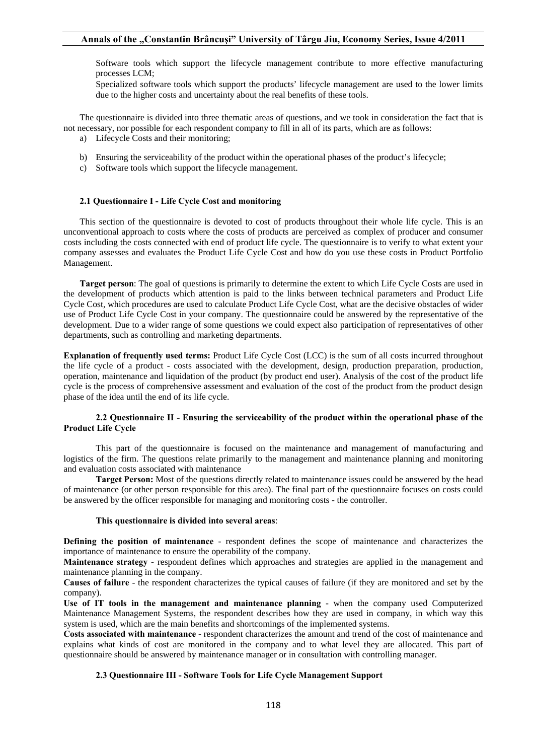Software tools which support the lifecycle management contribute to more effective manufacturing processes LCM;

Specialized software tools which support the products' lifecycle management are used to the lower limits due to the higher costs and uncertainty about the real benefits of these tools.

The questionnaire is divided into three thematic areas of questions, and we took in consideration the fact that is not necessary, nor possible for each respondent company to fill in all of its parts, which are as follows:

a) Lifecycle Costs and their monitoring;
b) Ensuring the serviceability of the product within the operational phases of the product's lifecycle;
c) Software tools which support the lifecycle management.

### 2.1 Questionnaire I - Life Cycle Cost and monitoring

This section of the questionnaire is devoted to cost of products throughout their whole life cycle. This is an unconventional approach to costs where the costs of products are perceived as complex of producer and consumer costs including the costs connected with end of product life cycle. The questionnaire is to verify to what extent your company assesses and evaluates the Product Life Cycle Cost and how do you use these costs in Product Portfolio Management.

**Target person**: The goal of questions is primarily to determine the extent to which Life Cycle Costs are used in the development of products which attention is paid to the links between technical parameters and Product Life Cycle Cost, which procedures are used to calculate Product Life Cycle Cost, what are the decisive obstacles of wider use of Product Life Cycle Cost in your company. The questionnaire could be answered by the representative of the development. Due to a wider range of some questions we could expect also participation of representatives of other departments, such as controlling and marketing departments.

**Explanation of frequently used terms:** Product Life Cycle Cost (LCC) is the sum of all costs incurred throughout the life cycle of a product - costs associated with the development, design, production preparation, production, operation, maintenance and liquidation of the product (by product end user). Analysis of the cost of the product life cycle is the process of comprehensive assessment and evaluation of the cost of the product from the product design phase of the idea until the end of its life cycle.

### 2.2 Questionnaire II - Ensuring the serviceability of the product within the operational phase of the Product Life Cycle

This part of the questionnaire is focused on the maintenance and management of manufacturing and logistics of the firm. The questions relate primarily to the management and maintenance planning and monitoring and evaluation costs associated with maintenance

**Target Person:** Most of the questions directly related to maintenance issues could be answered by the head of maintenance (or other person responsible for this area). The final part of the questionnaire focuses on costs could be answered by the officer responsible for managing and monitoring costs - the controller.

**This questionnaire is divided into several areas**:

**Defining the position of maintenance** - respondent defines the scope of maintenance and characterizes the importance of maintenance to ensure the operability of the company.

**Maintenance strategy** - respondent defines which approaches and strategies are applied in the management and maintenance planning in the company.

**Causes of failure** - the respondent characterizes the typical causes of failure (if they are monitored and set by the company).

**Use of IT tools in the management and maintenance planning** - when the company used Computerized Maintenance Management Systems, the respondent describes how they are used in company, in which way this system is used, which are the main benefits and shortcomings of the implemented systems.

**Costs associated with maintenance** - respondent characterizes the amount and trend of the cost of maintenance and explains what kinds of cost are monitored in the company and to what level they are allocated. This part of questionnaire should be answered by maintenance manager or in consultation with controlling manager.

### 2.3 Questionnaire III - Software Tools for Life Cycle Management Support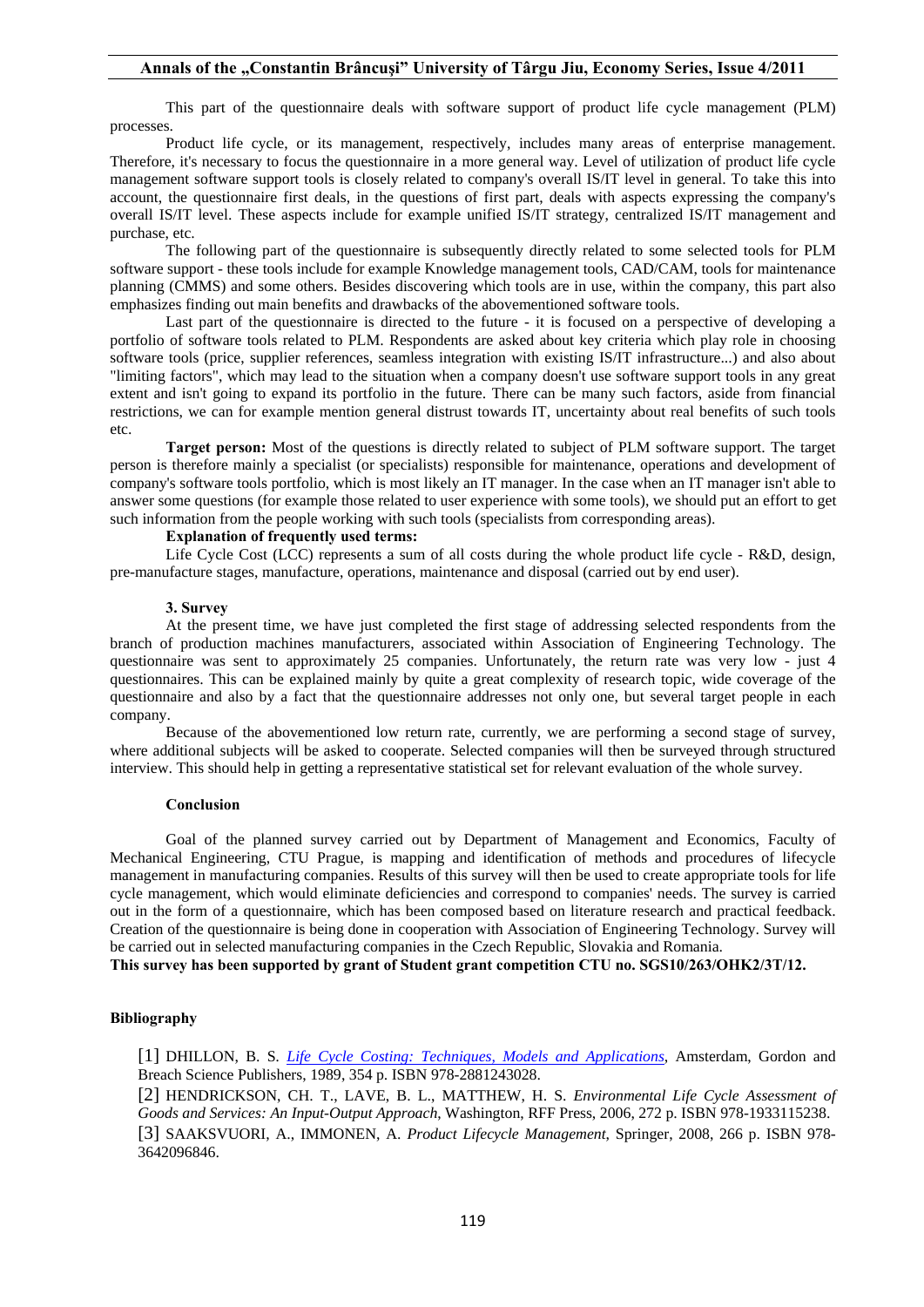This part of the questionnaire deals with software support of product life cycle management (PLM) processes.

Product life cycle, or its management, respectively, includes many areas of enterprise management. Therefore, it's necessary to focus the questionnaire in a more general way. Level of utilization of product life cycle management software support tools is closely related to company's overall IS/IT level in general. To take this into account, the questionnaire first deals, in the questions of first part, deals with aspects expressing the company's overall IS/IT level. These aspects include for example unified IS/IT strategy, centralized IS/IT management and purchase, etc.

The following part of the questionnaire is subsequently directly related to some selected tools for PLM software support - these tools include for example Knowledge management tools, CAD/CAM, tools for maintenance planning (CMMS) and some others. Besides discovering which tools are in use, within the company, this part also emphasizes finding out main benefits and drawbacks of the abovementioned software tools.

Last part of the questionnaire is directed to the future - it is focused on a perspective of developing a portfolio of software tools related to PLM. Respondents are asked about key criteria which play role in choosing software tools (price, supplier references, seamless integration with existing IS/IT infrastructure...) and also about "limiting factors", which may lead to the situation when a company doesn't use software support tools in any great extent and isn't going to expand its portfolio in the future. There can be many such factors, aside from financial restrictions, we can for example mention general distrust towards IT, uncertainty about real benefits of such tools etc.

**Target person:** Most of the questions is directly related to subject of PLM software support. The target person is therefore mainly a specialist (or specialists) responsible for maintenance, operations and development of company's software tools portfolio, which is most likely an IT manager. In the case when an IT manager isn't able to answer some questions (for example those related to user experience with some tools), we should put an effort to get such information from the people working with such tools (specialists from corresponding areas).

**Explanation of frequently used terms:**

Life Cycle Cost (LCC) represents a sum of all costs during the whole product life cycle - R&D, design, pre-manufacture stages, manufacture, operations, maintenance and disposal (carried out by end user).

### 3. Survey

At the present time, we have just completed the first stage of addressing selected respondents from the branch of production machines manufacturers, associated within Association of Engineering Technology. The questionnaire was sent to approximately 25 companies. Unfortunately, the return rate was very low - just 4 questionnaires. This can be explained mainly by quite a great complexity of research topic, wide coverage of the questionnaire and also by a fact that the questionnaire addresses not only one, but several target people in each company.

Because of the abovementioned low return rate, currently, we are performing a second stage of survey, where additional subjects will be asked to cooperate. Selected companies will then be surveyed through structured interview. This should help in getting a representative statistical set for relevant evaluation of the whole survey.

### Conclusion

Goal of the planned survey carried out by Department of Management and Economics, Faculty of Mechanical Engineering, CTU Prague, is mapping and identification of methods and procedures of lifecycle management in manufacturing companies. Results of this survey will then be used to create appropriate tools for life cycle management, which would eliminate deficiencies and correspond to companies' needs. The survey is carried out in the form of a questionnaire, which has been composed based on literature research and practical feedback. Creation of the questionnaire is being done in cooperation with Association of Engineering Technology. Survey will be carried out in selected manufacturing companies in the Czech Republic, Slovakia and Romania.

**This survey has been supported by grant of Student grant competition CTU no. SGS10/263/OHK2/3T/12.**

### Bibliography

[1] DHILLON, B. S. *Life Cycle Costing: Techniques, Models and Applications*, Amsterdam, Gordon and Breach Science Publishers, 1989, 354 p. ISBN 978-2881243028.

[2] HENDRICKSON, CH. T., LAVE, B. L., MATTHEW, H. S. *Environmental Life Cycle Assessment of Goods and Services: An Input-Output Approach*, Washington, RFF Press, 2006, 272 p. ISBN 978-1933115238.

[3] SAAKSVUORI, A., IMMONEN, A. *Product Lifecycle Management*, Springer, 2008, 266 p. ISBN 978-3642096846.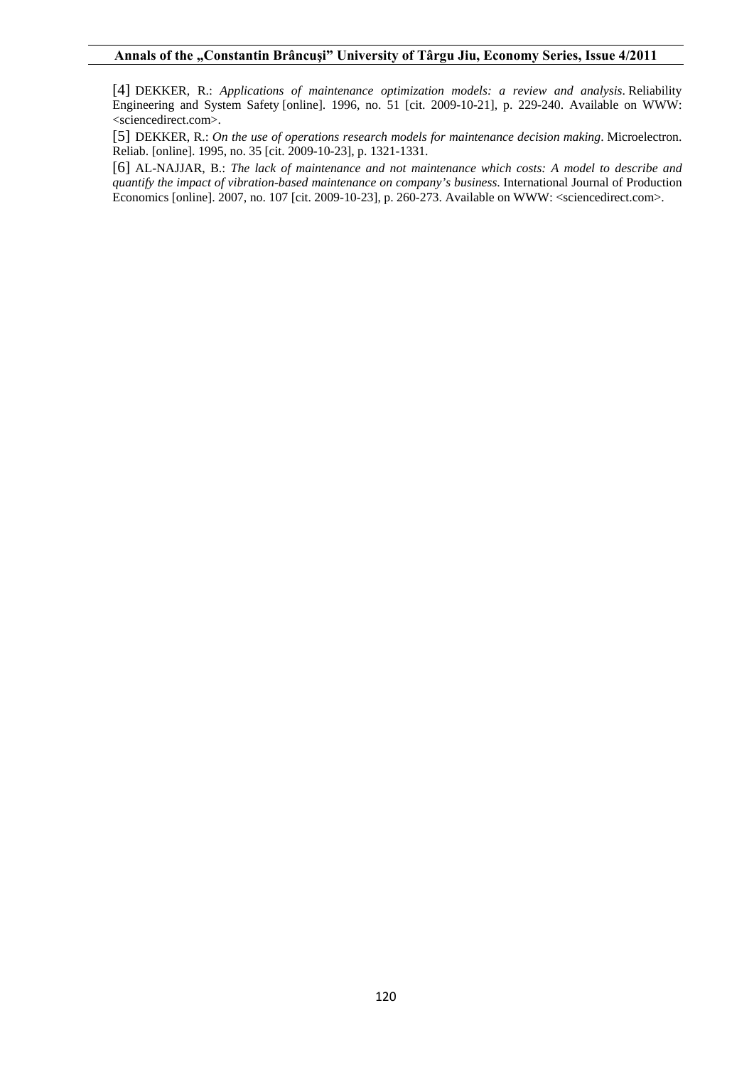[4] DEKKER, R.: *Applications of maintenance optimization models: a review and analysis*. Reliability Engineering and System Safety [online]. 1996, no. 51 [cit. 2009-10-21], p. 229-240. Available on WWW: <sciencedirect.com>.

[5] DEKKER, R.: *On the use of operations research models for maintenance decision making*. Microelectron. Reliab. [online]. 1995, no. 35 [cit. 2009-10-23], p. 1321-1331.

[6] AL-NAJJAR, B.: *The lack of maintenance and not maintenance which costs: A model to describe and quantify the impact of vibration-based maintenance on company's business*. International Journal of Production Economics [online]. 2007, no. 107 [cit. 2009-10-23], p. 260-273. Available on WWW: <sciencedirect.com>.